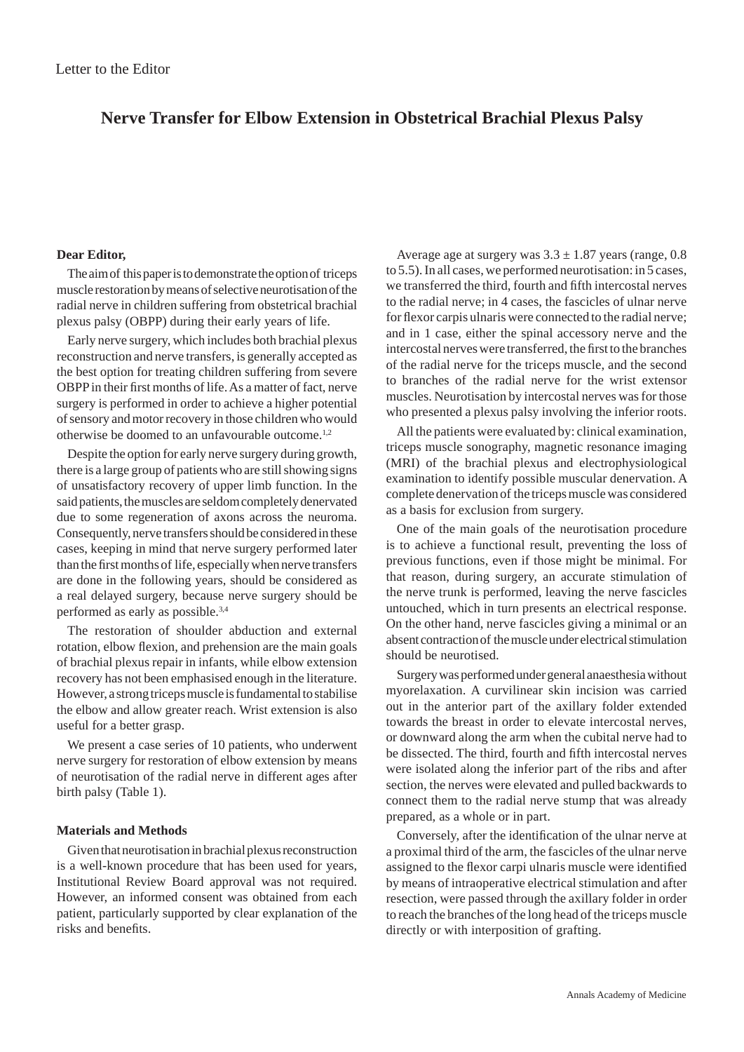Letter to the Editor

# Nerve Transfer for Elbow Extension in Obstetrical Brachial Plexus Palsy

**Dear Editor,**

The aim of this paper is to demonstrate the option of triceps muscle restoration by means of selective neurotisation of the radial nerve in children suffering from obstetrical brachial plexus palsy (OBPP) during their early years of life.

Early nerve surgery, which includes both brachial plexus reconstruction and nerve transfers, is generally accepted as the best option for treating children suffering from severe OBPP in their first months of life. As a matter of fact, nerve surgery is performed in order to achieve a higher potential of sensory and motor recovery in those children who would otherwise be doomed to an unfavourable outcome.[1,2]

Despite the option for early nerve surgery during growth, there is a large group of patients who are still showing signs of unsatisfactory recovery of upper limb function. In the said patients, the muscles are seldom completely denervated due to some regeneration of axons across the neuroma. Consequently, nerve transfers should be considered in these cases, keeping in mind that nerve surgery performed later than the first months of life, especially when nerve transfers are done in the following years, should be considered as a real delayed surgery, because nerve surgery should be performed as early as possible.[3,4]

The restoration of shoulder abduction and external rotation, elbow flexion, and prehension are the main goals of brachial plexus repair in infants, while elbow extension recovery has not been emphasised enough in the literature. However, a strong triceps muscle is fundamental to stabilise the elbow and allow greater reach. Wrist extension is also useful for a better grasp.

We present a case series of 10 patients, who underwent nerve surgery for restoration of elbow extension by means of neurotisation of the radial nerve in different ages after birth palsy (Table 1).

**Materials and Methods**

Given that neurotisation in brachial plexus reconstruction is a well-known procedure that has been used for years, Institutional Review Board approval was not required. However, an informed consent was obtained from each patient, particularly supported by clear explanation of the risks and benefits.

Average age at surgery was $3.3 \pm 1.87$ years (range, 0.8 to 5.5). In all cases, we performed neurotisation: in 5 cases, we transferred the third, fourth and fifth intercostal nerves to the radial nerve; in 4 cases, the fascicles of ulnar nerve for flexor carpis ulnaris were connected to the radial nerve; and in 1 case, either the spinal accessory nerve and the intercostal nerves were transferred, the first to the branches of the radial nerve for the triceps muscle, and the second to branches of the radial nerve for the wrist extensor muscles. Neurotisation by intercostal nerves was for those who presented a plexus palsy involving the inferior roots.

All the patients were evaluated by: clinical examination, triceps muscle sonography, magnetic resonance imaging (MRI) of the brachial plexus and electrophysiological examination to identify possible muscular denervation. A complete denervation of the triceps muscle was considered as a basis for exclusion from surgery.

One of the main goals of the neurotisation procedure is to achieve a functional result, preventing the loss of previous functions, even if those might be minimal. For that reason, during surgery, an accurate stimulation of the nerve trunk is performed, leaving the nerve fascicles untouched, which in turn presents an electrical response. On the other hand, nerve fascicles giving a minimal or an absent contraction of the muscle under electrical stimulation should be neurotised.

Surgery was performed under general anaesthesia without myorelaxation. A curvilinear skin incision was carried out in the anterior part of the axillary folder extended towards the breast in order to elevate intercostal nerves, or downward along the arm when the cubital nerve had to be dissected. The third, fourth and fifth intercostal nerves were isolated along the inferior part of the ribs and after section, the nerves were elevated and pulled backwards to connect them to the radial nerve stump that was already prepared, as a whole or in part.

Conversely, after the identification of the ulnar nerve at a proximal third of the arm, the fascicles of the ulnar nerve assigned to the flexor carpi ulnaris muscle were identified by means of intraoperative electrical stimulation and after resection, were passed through the axillary folder in order to reach the branches of the long head of the triceps muscle directly or with interposition of grafting.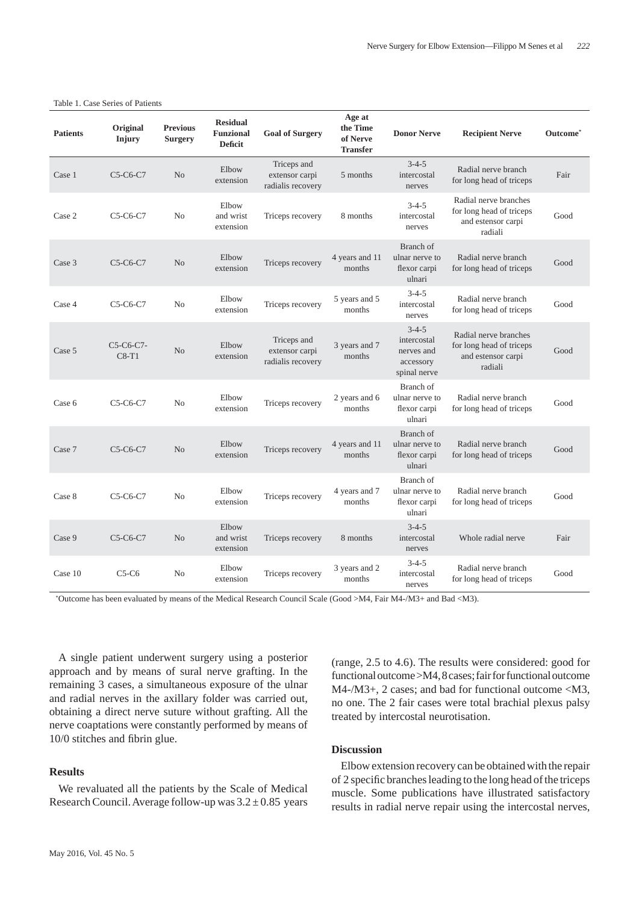Table 1. Case Series of Patients

| Patients | Original Injury | Previous Surgery | Residual Funzional Deficit | Goal of Surgery | Age at the Time of Nerve Transfer | Donor Nerve | Recipient Nerve | Outcome* |
|---|---|---|---|---|---|---|---|---|
| Case 1 | C5-C6-C7 | No | Elbow extension | Triceps and extensor carpi radialis recovery | 5 months | 3-4-5 intercostal nerves | Radial nerve branch for long head of triceps | Fair |
| Case 2 | C5-C6-C7 | No | Elbow and wrist extension | Triceps recovery | 8 months | 3-4-5 intercostal nerves | Radial nerve branches for long head of triceps and estensor carpi radiali | Good |
| Case 3 | C5-C6-C7 | No | Elbow extension | Triceps recovery | 4 years and 11 months | Branch of ulnar nerve to flexor carpi ulnari | Radial nerve branch for long head of triceps | Good |
| Case 4 | C5-C6-C7 | No | Elbow extension | Triceps recovery | 5 years and 5 months | 3-4-5 intercostal nerves | Radial nerve branch for long head of triceps | Good |
| Case 5 | C5-C6-C7-C8-T1 | No | Elbow extension | Triceps and extensor carpi radialis recovery | 3 years and 7 months | 3-4-5 intercostal nerves and accessory spinal nerve | Radial nerve branches for long head of triceps and estensor carpi radiali | Good |
| Case 6 | C5-C6-C7 | No | Elbow extension | Triceps recovery | 2 years and 6 months | Branch of ulnar nerve to flexor carpi ulnari | Radial nerve branch for long head of triceps | Good |
| Case 7 | C5-C6-C7 | No | Elbow extension | Triceps recovery | 4 years and 11 months | Branch of ulnar nerve to flexor carpi ulnari | Radial nerve branch for long head of triceps | Good |
| Case 8 | C5-C6-C7 | No | Elbow extension | Triceps recovery | 4 years and 7 months | Branch of ulnar nerve to flexor carpi ulnari | Radial nerve branch for long head of triceps | Good |
| Case 9 | C5-C6-C7 | No | Elbow and wrist extension | Triceps recovery | 8 months | 3-4-5 intercostal nerves | Whole radial nerve | Fair |
| Case 10 | C5-C6 | No | Elbow extension | Triceps recovery | 3 years and 2 months | 3-4-5 intercostal nerves | Radial nerve branch for long head of triceps | Good |

*Outcome has been evaluated by means of the Medical Research Council Scale (Good >M4, Fair M4-/M3+ and Bad <M3).

A single patient underwent surgery using a posterior approach and by means of sural nerve grafting. In the remaining 3 cases, a simultaneous exposure of the ulnar and radial nerves in the axillary folder was carried out, obtaining a direct nerve suture without grafting. All the nerve coaptations were constantly performed by means of 10/0 stitches and fibrin glue.

## Results

We revaluated all the patients by the Scale of Medical Research Council. Average follow-up was $3.2 \pm 0.85$ years (range, 2.5 to 4.6). The results were considered: good for functional outcome >M4, 8 cases; fair for functional outcome M4-/M3+, 2 cases; and bad for functional outcome <M3, no one. The 2 fair cases were total brachial plexus palsy treated by intercostal neurotisation.

## Discussion

Elbow extension recovery can be obtained with the repair of 2 specific branches leading to the long head of the triceps muscle. Some publications have illustrated satisfactory results in radial nerve repair using the intercostal nerves,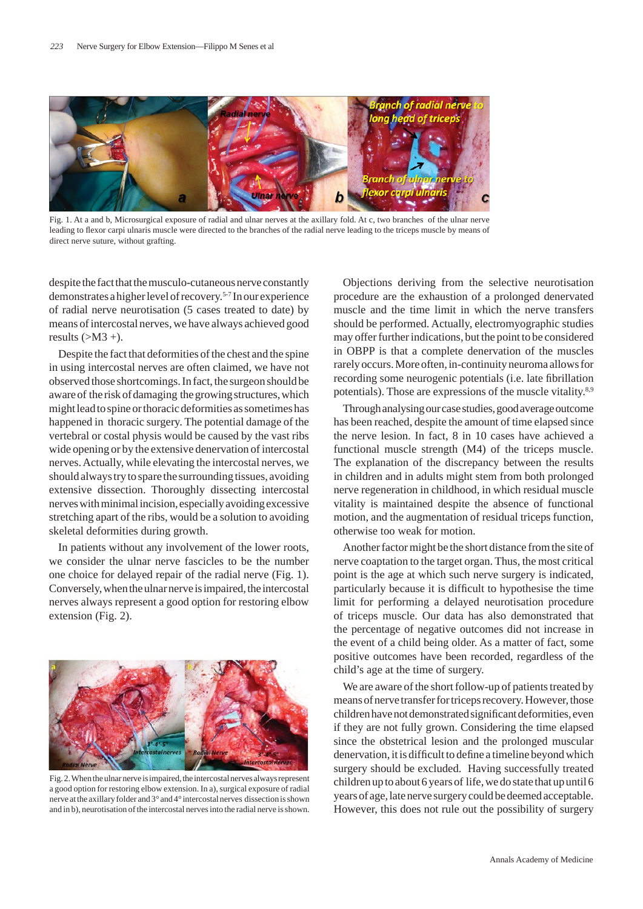Fig. 1. At a and b, Microsurgical exposure of radial and ulnar nerves at the axillary fold. At c, two branches of the ulnar nerve leading to flexor carpi ulnaris muscle were directed to the branches of the radial nerve leading to the triceps muscle by means of direct nerve suture, without grafting.

despite the fact that the musculo-cutaneous nerve constantly demonstrates a higher level of recovery.[5-7] In our experience of radial nerve neurotisation (5 cases treated to date) by means of intercostal nerves, we have always achieved good results (>M3 +).

Despite the fact that deformities of the chest and the spine in using intercostal nerves are often claimed, we have not observed those shortcomings. In fact, the surgeon should be aware of the risk of damaging the growing structures, which might lead to spine or thoracic deformities as sometimes has happened in thoracic surgery. The potential damage of the vertebral or costal physis would be caused by the vast ribs wide opening or by the extensive denervation of intercostal nerves. Actually, while elevating the intercostal nerves, we should always try to spare the surrounding tissues, avoiding extensive dissection. Thoroughly dissecting intercostal nerves with minimal incision, especially avoiding excessive stretching apart of the ribs, would be a solution to avoiding skeletal deformities during growth.

In patients without any involvement of the lower roots, we consider the ulnar nerve fascicles to be the number one choice for delayed repair of the radial nerve (Fig. 1). Conversely, when the ulnar nerve is impaired, the intercostal nerves always represent a good option for restoring elbow extension (Fig. 2).

Fig. 2. When the ulnar nerve is impaired, the intercostal nerves always represent a good option for restoring elbow extension. In a), surgical exposure of radial nerve at the axillary folder and 3° and 4° intercostal nerves dissection is shown and in b), neurotisation of the intercostal nerves into the radial nerve is shown.

Objections deriving from the selective neurotisation procedure are the exhaustion of a prolonged denervated muscle and the time limit in which the nerve transfers should be performed. Actually, electromyographic studies may offer further indications, but the point to be considered in OBPP is that a complete denervation of the muscles rarely occurs. More often, in-continuity neuroma allows for recording some neurogenic potentials (i.e. late fibrillation potentials). Those are expressions of the muscle vitality.[8,9]

Through analysing our case studies, good average outcome has been reached, despite the amount of time elapsed since the nerve lesion. In fact, 8 in 10 cases have achieved a functional muscle strength (M4) of the triceps muscle. The explanation of the discrepancy between the results in children and in adults might stem from both prolonged nerve regeneration in childhood, in which residual muscle vitality is maintained despite the absence of functional motion, and the augmentation of residual triceps function, otherwise too weak for motion.

Another factor might be the short distance from the site of nerve coaptation to the target organ. Thus, the most critical point is the age at which such nerve surgery is indicated, particularly because it is difficult to hypothesise the time limit for performing a delayed neurotisation procedure of triceps muscle. Our data has also demonstrated that the percentage of negative outcomes did not increase in the event of a child being older. As a matter of fact, some positive outcomes have been recorded, regardless of the child's age at the time of surgery.

We are aware of the short follow-up of patients treated by means of nerve transfer for triceps recovery. However, those children have not demonstrated significant deformities, even if they are not fully grown. Considering the time elapsed since the obstetrical lesion and the prolonged muscular denervation, it is difficult to define a timeline beyond which surgery should be excluded. Having successfully treated children up to about 6 years of life, we do state that up until 6 years of age, late nerve surgery could be deemed acceptable. However, this does not rule out the possibility of surgery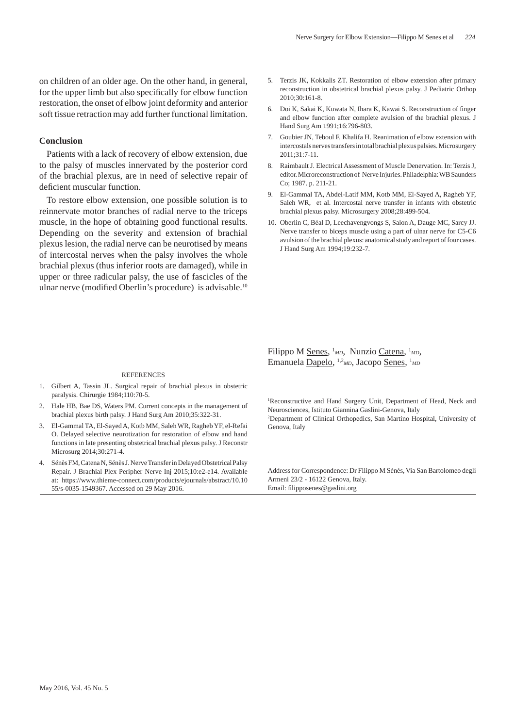on children of an older age. On the other hand, in general, for the upper limb but also specifically for elbow function restoration, the onset of elbow joint deformity and anterior soft tissue retraction may add further functional limitation.

## Conclusion

Patients with a lack of recovery of elbow extension, due to the palsy of muscles innervated by the posterior cord of the brachial plexus, are in need of selective repair of deficient muscular function.

To restore elbow extension, one possible solution is to reinnervate motor branches of radial nerve to the triceps muscle, in the hope of obtaining good functional results. Depending on the severity and extension of brachial plexus lesion, the radial nerve can be neurotised by means of intercostal nerves when the palsy involves the whole brachial plexus (thus inferior roots are damaged), while in upper or three radicular palsy, the use of fascicles of the ulnar nerve (modified Oberlin's procedure) is advisable.[10]

Filippo M Senes, [1]*MD*, Nunzio Catena, [1]*MD*, Emanuela Dapelo, [1,2]*MD*, Jacopo Senes, [1]*MD*

[1]Reconstructive and Hand Surgery Unit, Department of Head, Neck and Neurosciences, Istituto Giannina Gaslini-Genova, Italy
[2]Department of Clinical Orthopedics, San Martino Hospital, University of Genova, Italy

Address for Correspondence: Dr Filippo M Sénès, Via San Bartolomeo degli Armeni 23/2 - 16122 Genova, Italy.
Email: filipposenes@gaslini.org

## REFERENCES

1. Gilbert A, Tassin JL. Surgical repair of brachial plexus in obstetric paralysis. Chirurgie 1984;110:70-5.
2. Hale HB, Bae DS, Waters PM. Current concepts in the management of brachial plexus birth palsy. J Hand Surg Am 2010;35:322-31.
3. El-Gammal TA, El-Sayed A, Kotb MM, Saleh WR, Ragheb YF, el-Refai O. Delayed selective neurotization for restoration of elbow and hand functions in late presenting obstetrical brachial plexus palsy. J Reconstr Microsurg 2014;30:271-4.
4. Sénès FM, Catena N, Sénès J. Nerve Transfer in Delayed Obstetrical Palsy Repair. J Brachial Plex Peripher Nerve Inj 2015;10:e2-e14. Available at: https://www.thieme-connect.com/products/ejournals/abstract/10.1055/s-0035-1549367. Accessed on 29 May 2016.
5. Terzis JK, Kokkalis ZT. Restoration of elbow extension after primary reconstruction in obstetrical brachial plexus palsy. J Pediatric Orthop 2010;30:161-8.
6. Doi K, Sakai K, Kuwata N, Ihara K, Kawai S. Reconstruction of finger and elbow function after complete avulsion of the brachial plexus. J Hand Surg Am 1991;16:796-803.
7. Goubier JN, Teboul F, Khalifa H. Reanimation of elbow extension with intercostals nerves transfers in total brachial plexus palsies. Microsurgery 2011;31:7-11.
8. Raimbault J. Electrical Assessment of Muscle Denervation. In: Terzis J, editor. Microreconstruction of Nerve Injuries. Philadelphia: WB Saunders Co; 1987. p. 211-21.
9. El-Gammal TA, Abdel-Latif MM, Kotb MM, El-Sayed A, Ragheb YF, Saleh WR, et al. Intercostal nerve transfer in infants with obstetric brachial plexus palsy. Microsurgery 2008;28:499-504.
10. Oberlin C, Béal D, Leechavengvongs S, Salon A, Dauge MC, Sarcy JJ. Nerve transfer to biceps muscle using a part of ulnar nerve for C5-C6 avulsion of the brachial plexus: anatomical study and report of four cases. J Hand Surg Am 1994;19:232-7.